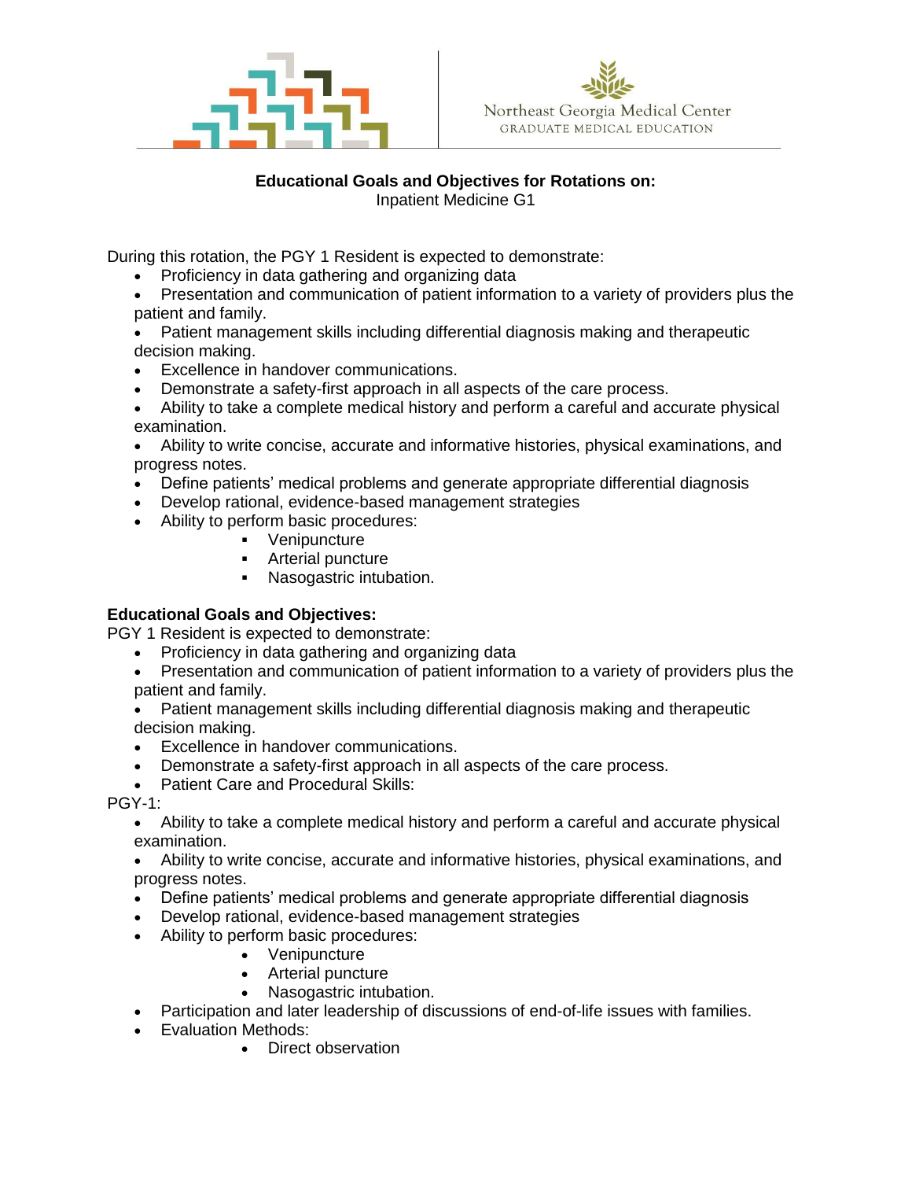Northeast Georgia Medical Center
GRADUATE MEDICAL EDUCATION

**Educational Goals and Objectives for Rotations on:**
Inpatient Medicine G1

During this rotation, the PGY 1 Resident is expected to demonstrate:

- Proficiency in data gathering and organizing data
- Presentation and communication of patient information to a variety of providers plus the patient and family.
- Patient management skills including differential diagnosis making and therapeutic decision making.
- Excellence in handover communications.
- Demonstrate a safety-first approach in all aspects of the care process.
- Ability to take a complete medical history and perform a careful and accurate physical examination.
- Ability to write concise, accurate and informative histories, physical examinations, and progress notes.
- Define patients' medical problems and generate appropriate differential diagnosis
- Develop rational, evidence-based management strategies
- Ability to perform basic procedures:
    - Venipuncture
    - Arterial puncture
    - Nasogastric intubation.

**Educational Goals and Objectives:**
PGY 1 Resident is expected to demonstrate:

- Proficiency in data gathering and organizing data
- Presentation and communication of patient information to a variety of providers plus the patient and family.
- Patient management skills including differential diagnosis making and therapeutic decision making.
- Excellence in handover communications.
- Demonstrate a safety-first approach in all aspects of the care process.
- Patient Care and Procedural Skills:

PGY-1:

- Ability to take a complete medical history and perform a careful and accurate physical examination.
- Ability to write concise, accurate and informative histories, physical examinations, and progress notes.
- Define patients' medical problems and generate appropriate differential diagnosis
- Develop rational, evidence-based management strategies
- Ability to perform basic procedures:
    - Venipuncture
    - Arterial puncture
    - Nasogastric intubation.
- Participation and later leadership of discussions of end-of-life issues with families.
- Evaluation Methods:
    - Direct observation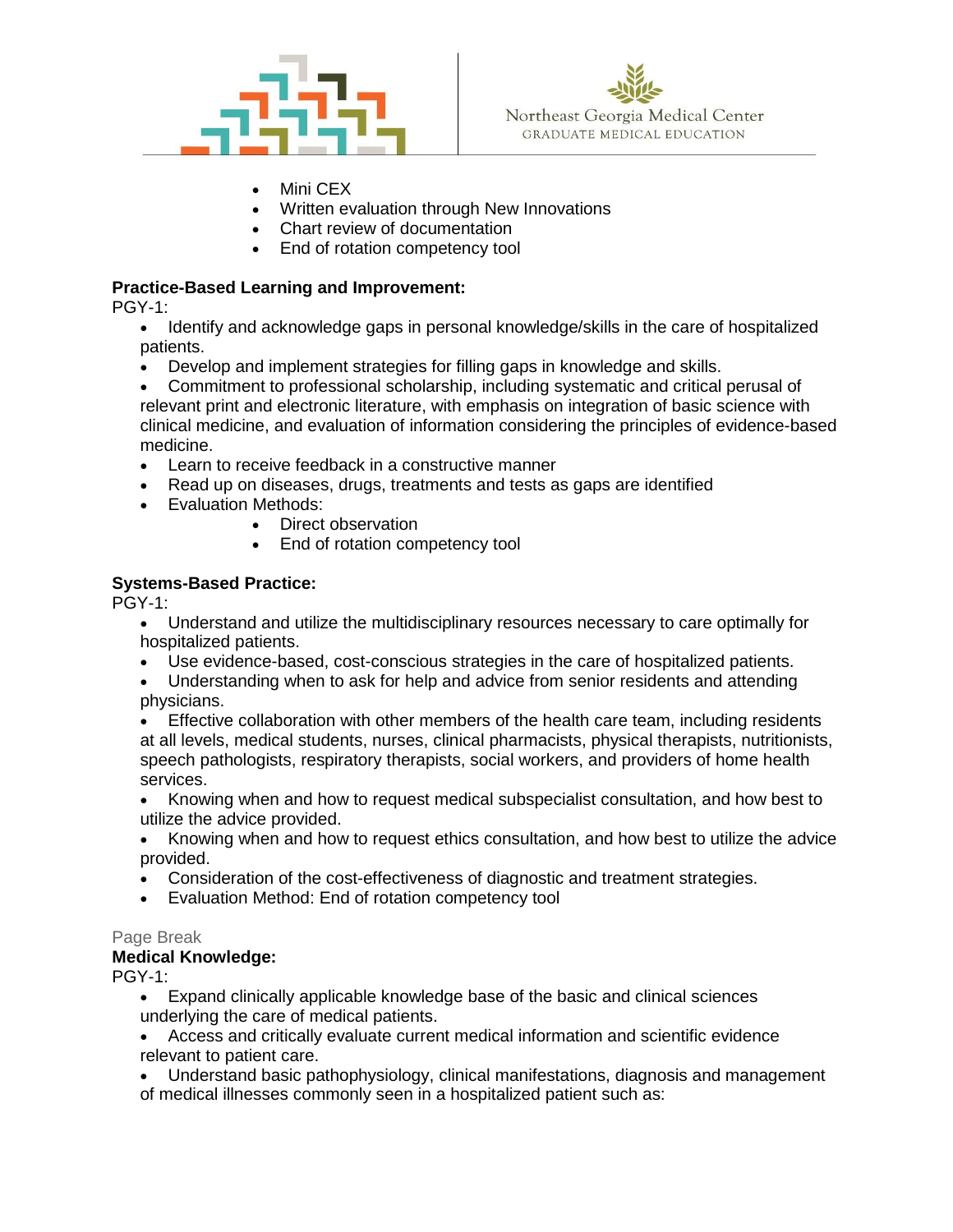- Mini CEX
- Written evaluation through New Innovations
- Chart review of documentation
- End of rotation competency tool

**Practice-Based Learning and Improvement:**

PGY-1:

- Identify and acknowledge gaps in personal knowledge/skills in the care of hospitalized patients.
- Develop and implement strategies for filling gaps in knowledge and skills.
- Commitment to professional scholarship, including systematic and critical perusal of relevant print and electronic literature, with emphasis on integration of basic science with clinical medicine, and evaluation of information considering the principles of evidence-based medicine.
- Learn to receive feedback in a constructive manner
- Read up on diseases, drugs, treatments and tests as gaps are identified
- Evaluation Methods:
    - Direct observation
    - End of rotation competency tool

**Systems-Based Practice:**

PGY-1:

- Understand and utilize the multidisciplinary resources necessary to care optimally for hospitalized patients.
- Use evidence-based, cost-conscious strategies in the care of hospitalized patients.
- Understanding when to ask for help and advice from senior residents and attending physicians.
- Effective collaboration with other members of the health care team, including residents at all levels, medical students, nurses, clinical pharmacists, physical therapists, nutritionists, speech pathologists, respiratory therapists, social workers, and providers of home health services.
- Knowing when and how to request medical subspecialist consultation, and how best to utilize the advice provided.
- Knowing when and how to request ethics consultation, and how best to utilize the advice provided.
- Consideration of the cost-effectiveness of diagnostic and treatment strategies.
- Evaluation Method: End of rotation competency tool

**Medical Knowledge:**

PGY-1:

- Expand clinically applicable knowledge base of the basic and clinical sciences underlying the care of medical patients.
- Access and critically evaluate current medical information and scientific evidence relevant to patient care.
- Understand basic pathophysiology, clinical manifestations, diagnosis and management of medical illnesses commonly seen in a hospitalized patient such as: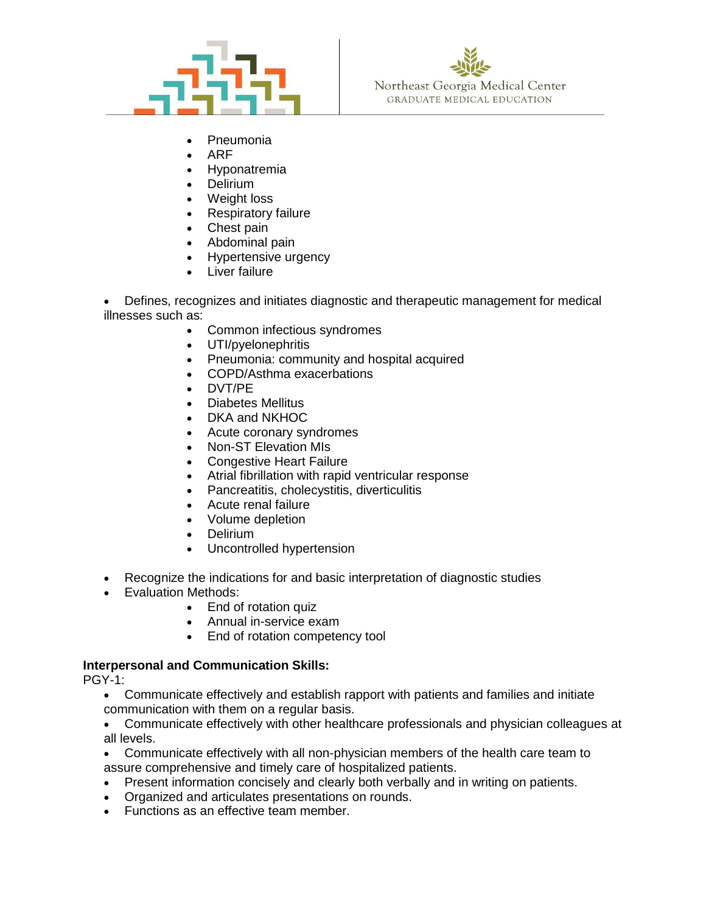- Pneumonia
- ARF
- Hyponatremia
- Delirium
- Weight loss
- Respiratory failure
- Chest pain
- Abdominal pain
- Hypertensive urgency
- Liver failure

- Defines, recognizes and initiates diagnostic and therapeutic management for medical illnesses such as:
  - Common infectious syndromes
  - UTI/pyelonephritis
  - Pneumonia: community and hospital acquired
  - COPD/Asthma exacerbations
  - DVT/PE
  - Diabetes Mellitus
  - DKA and NKHOC
  - Acute coronary syndromes
  - Non-ST Elevation MIs
  - Congestive Heart Failure
  - Atrial fibrillation with rapid ventricular response
  - Pancreatitis, cholecystitis, diverticulitis
  - Acute renal failure
  - Volume depletion
  - Delirium
  - Uncontrolled hypertension

- Recognize the indications for and basic interpretation of diagnostic studies
- Evaluation Methods:
  - End of rotation quiz
  - Annual in-service exam
  - End of rotation competency tool

**Interpersonal and Communication Skills:**

PGY-1:

- Communicate effectively and establish rapport with patients and families and initiate communication with them on a regular basis.
- Communicate effectively with other healthcare professionals and physician colleagues at all levels.
- Communicate effectively with all non-physician members of the health care team to assure comprehensive and timely care of hospitalized patients.
- Present information concisely and clearly both verbally and in writing on patients.
- Organized and articulates presentations on rounds.
- Functions as an effective team member.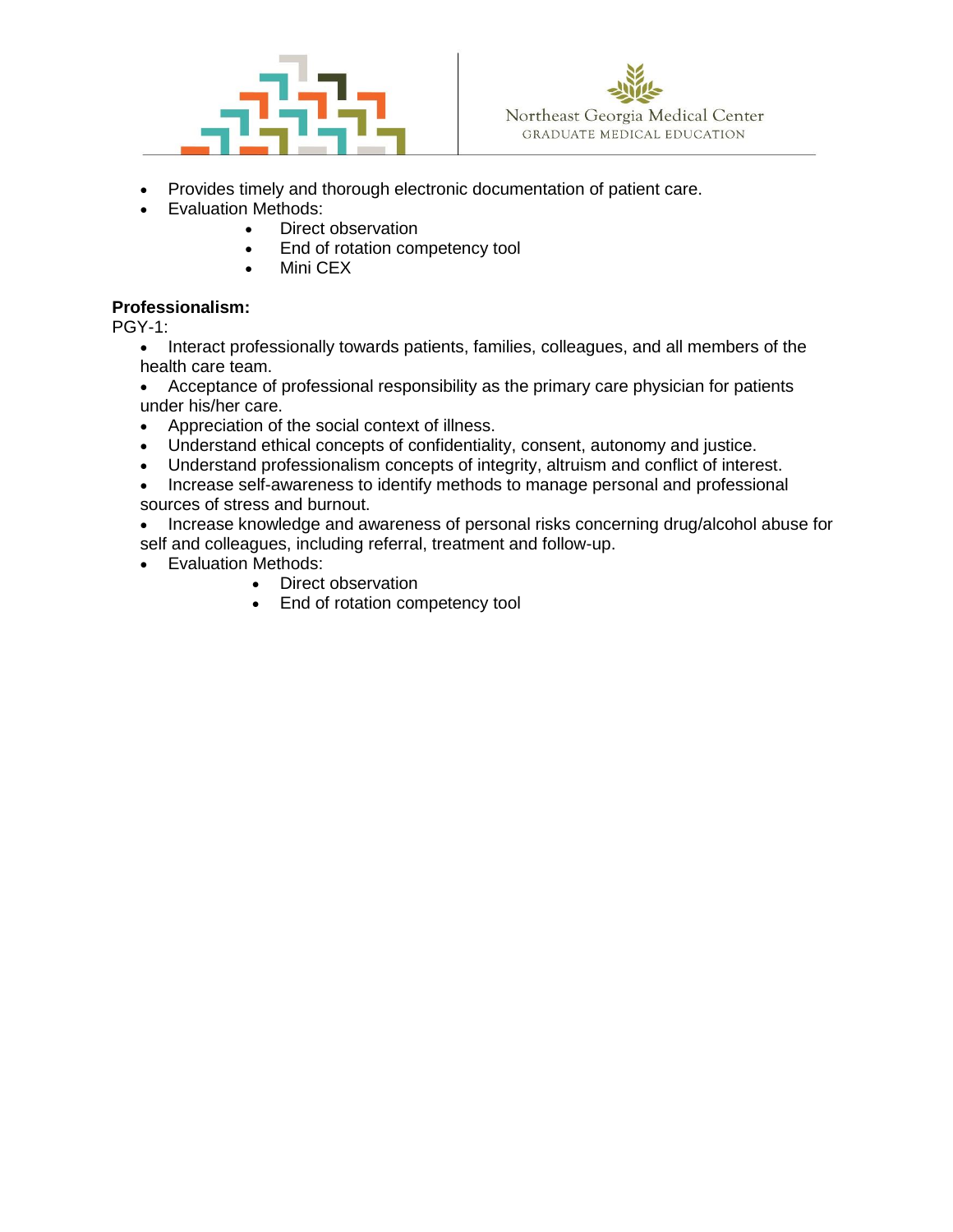- Provides timely and thorough electronic documentation of patient care.
- Evaluation Methods:
  - Direct observation
  - End of rotation competency tool
  - Mini CEX

**Professionalism:**

PGY-1:

- Interact professionally towards patients, families, colleagues, and all members of the health care team.
- Acceptance of professional responsibility as the primary care physician for patients under his/her care.
- Appreciation of the social context of illness.
- Understand ethical concepts of confidentiality, consent, autonomy and justice.
- Understand professionalism concepts of integrity, altruism and conflict of interest.
- Increase self-awareness to identify methods to manage personal and professional sources of stress and burnout.
- Increase knowledge and awareness of personal risks concerning drug/alcohol abuse for self and colleagues, including referral, treatment and follow-up.
- Evaluation Methods:
  - Direct observation
  - End of rotation competency tool